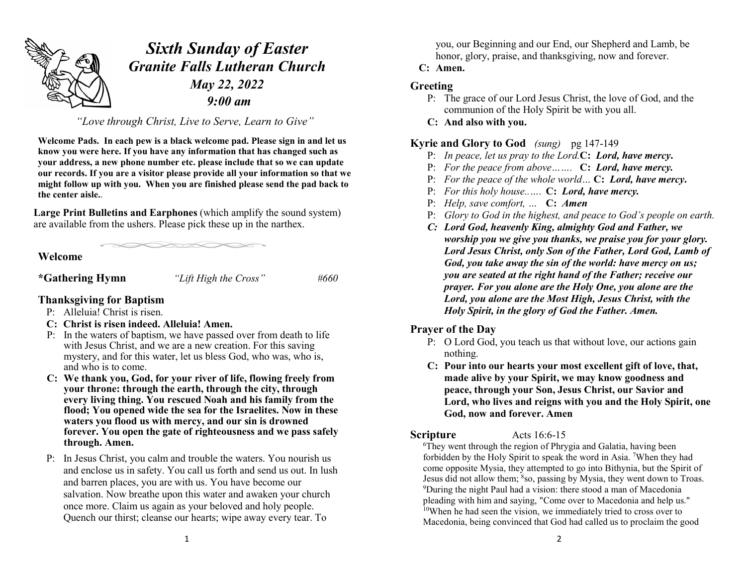# *Sixth Sunday of Easter*
## *Granite Falls Lutheran Church*
### *May 22, 2022*
### *9:00 am*

*"Love through Christ, Live to Serve, Learn to Give"*

**Welcome Pads. In each pew is a black welcome pad. Please sign in and let us know you were here. If you have any information that has changed such as your address, a new phone number etc. please include that so we can update our records. If you are a visitor please provide all your information so that we might follow up with you. When you are finished please send the pad back to the center aisle.**.

**Large Print Bulletins and Earphones** (which amplify the sound system) are available from the ushers. Please pick these up in the narthex.

**Welcome**

**\*Gathering Hymn** *"Lift High the Cross"* *#660*

**Thanksgiving for Baptism**

P: Alleluia! Christ is risen.

**C: Christ is risen indeed. Alleluia! Amen.**

P: In the waters of baptism, we have passed over from death to life with Jesus Christ, and we are a new creation. For this saving mystery, and for this water, let us bless God, who was, who is, and who is to come.

**C: We thank you, God, for your river of life, flowing freely from your throne: through the earth, through the city, through every living thing. You rescued Noah and his family from the flood; You opened wide the sea for the Israelites. Now in these waters you flood us with mercy, and our sin is drowned forever. You open the gate of righteousness and we pass safely through. Amen.**

P: In Jesus Christ, you calm and trouble the waters. You nourish us and enclose us in safety. You call us forth and send us out. In lush and barren places, you are with us. You have become our salvation. Now breathe upon this water and awaken your church once more. Claim us again as your beloved and holy people. Quench our thirst; cleanse our hearts; wipe away every tear. To you, our Beginning and our End, our Shepherd and Lamb, be honor, glory, praise, and thanksgiving, now and forever.

**C: Amen.**

**Greeting**

P: The grace of our Lord Jesus Christ, the love of God, and the communion of the Holy Spirit be with you all.

**C: And also with you.**

**Kyrie and Glory to God** *(sung)* pg 147-149

P: *In peace, let us pray to the Lord.* **C:** ***Lord, have mercy.***

P: *For the peace from above…….* **C:** ***Lord, have mercy.***

P: *For the peace of the whole world…* **C:** ***Lord, have mercy.***

P: *For this holy house..….* **C:** ***Lord, have mercy.***

P: *Help, save comfort, …* **C:** ***Amen***

P: *Glory to God in the highest, and peace to God's people on earth.*

***C: Lord God, heavenly King, almighty God and Father, we worship you we give you thanks, we praise you for your glory. Lord Jesus Christ, only Son of the Father, Lord God, Lamb of God, you take away the sin of the world: have mercy on us; you are seated at the right hand of the Father; receive our prayer. For you alone are the Holy One, you alone are the Lord, you alone are the Most High, Jesus Christ, with the Holy Spirit, in the glory of God the Father. Amen.***

**Prayer of the Day**

P: O Lord God, you teach us that without love, our actions gain nothing.

**C: Pour into our hearts your most excellent gift of love, that, made alive by your Spirit, we may know goodness and peace, through your Son, Jesus Christ, our Savior and Lord, who lives and reigns with you and the Holy Spirit, one God, now and forever. Amen**

**Scripture** Acts 16:6-15

[6]They went through the region of Phrygia and Galatia, having been forbidden by the Holy Spirit to speak the word in Asia. [7]When they had come opposite Mysia, they attempted to go into Bithynia, but the Spirit of Jesus did not allow them; [8]so, passing by Mysia, they went down to Troas. [9]During the night Paul had a vision: there stood a man of Macedonia pleading with him and saying, "Come over to Macedonia and help us." [10]When he had seen the vision, we immediately tried to cross over to Macedonia, being convinced that God had called us to proclaim the good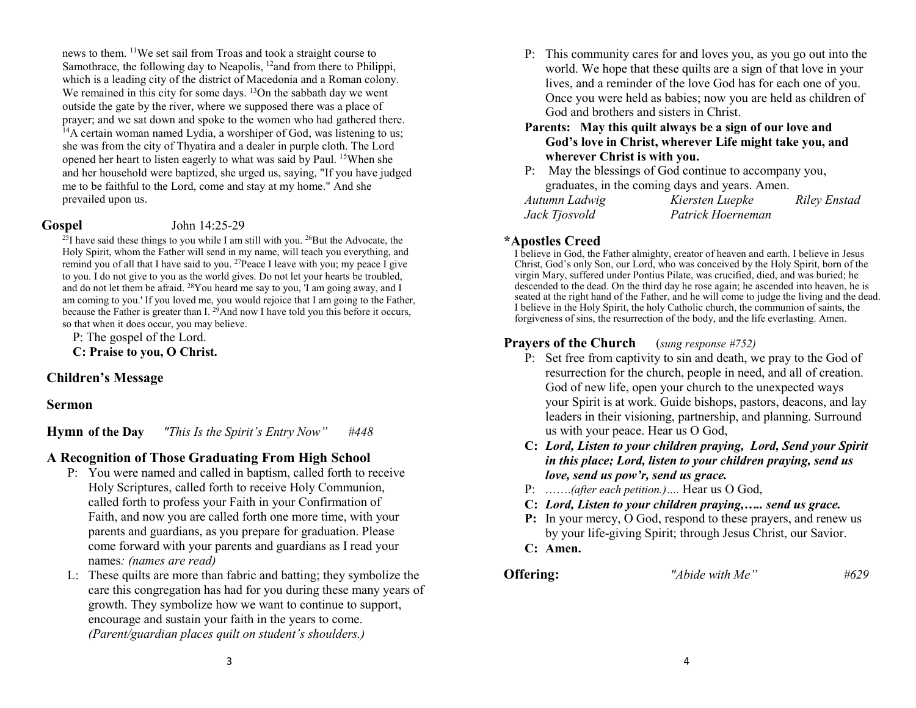news to them. [11]We set sail from Troas and took a straight course to Samothrace, the following day to Neapolis, [12]and from there to Philippi, which is a leading city of the district of Macedonia and a Roman colony. We remained in this city for some days. [13]On the sabbath day we went outside the gate by the river, where we supposed there was a place of prayer; and we sat down and spoke to the women who had gathered there. [14]A certain woman named Lydia, a worshiper of God, was listening to us; she was from the city of Thyatira and a dealer in purple cloth. The Lord opened her heart to listen eagerly to what was said by Paul. [15]When she and her household were baptized, she urged us, saying, "If you have judged me to be faithful to the Lord, come and stay at my home." And she prevailed upon us.

## Gospel — John 14:25-29

[25]I have said these things to you while I am still with you. [26]But the Advocate, the Holy Spirit, whom the Father will send in my name, will teach you everything, and remind you of all that I have said to you. [27]Peace I leave with you; my peace I give to you. I do not give to you as the world gives. Do not let your hearts be troubled, and do not let them be afraid. [28]You heard me say to you, 'I am going away, and I am coming to you.' If you loved me, you would rejoice that I am going to the Father, because the Father is greater than I. [29]And now I have told you this before it occurs, so that when it does occur, you may believe.

P: The gospel of the Lord.

**C: Praise to you, O Christ.**

## Children's Message

## Sermon

## Hymn of the Day — *"This Is the Spirit's Entry Now"* *#448*

## A Recognition of Those Graduating From High School

P: You were named and called in baptism, called forth to receive Holy Scriptures, called forth to receive Holy Communion, called forth to profess your Faith in your Confirmation of Faith, and now you are called forth one more time, with your parents and guardians, as you prepare for graduation. Please come forward with your parents and guardians as I read your names*: (names are read)*

L: These quilts are more than fabric and batting; they symbolize the care this congregation has had for you during these many years of growth. They symbolize how we want to continue to support, encourage and sustain your faith in the years to come. *(Parent/guardian places quilt on student's shoulders.)*

P: This community cares for and loves you, as you go out into the world. We hope that these quilts are a sign of that love in your lives, and a reminder of the love God has for each one of you. Once you were held as babies; now you are held as children of God and brothers and sisters in Christ.

**Parents: May this quilt always be a sign of our love and God's love in Christ, wherever Life might take you, and wherever Christ is with you.**

P: May the blessings of God continue to accompany you, graduates, in the coming days and years. Amen.

*Autumn Ladwig* — *Kiersten Luepke* — *Riley Enstad*
*Jack Tjosvold* — *Patrick Hoerneman*

## *Apostles Creed

I believe in God, the Father almighty, creator of heaven and earth. I believe in Jesus Christ, God's only Son, our Lord, who was conceived by the Holy Spirit, born of the virgin Mary, suffered under Pontius Pilate, was crucified, died, and was buried; he descended to the dead. On the third day he rose again; he ascended into heaven, he is seated at the right hand of the Father, and he will come to judge the living and the dead. I believe in the Holy Spirit, the holy Catholic church, the communion of saints, the forgiveness of sins, the resurrection of the body, and the life everlasting. Amen.

## Prayers of the Church (*sung response #752)*

P: Set free from captivity to sin and death, we pray to the God of resurrection for the church, people in need, and all of creation. God of new life, open your church to the unexpected ways your Spirit is at work. Guide bishops, pastors, deacons, and lay leaders in their visioning, partnership, and planning. Surround us with your peace. Hear us O God,

**C:** ***Lord, Listen to your children praying, Lord, Send your Spirit in this place; Lord, listen to your children praying, send us love, send us pow'r, send us grace.***

P: …….*(after each petition.)….* Hear us O God,

**C:** ***Lord, Listen to your children praying,….. send us grace.***

**P:** In your mercy, O God, respond to these prayers, and renew us by your life-giving Spirit; through Jesus Christ, our Savior.

**C: Amen.**

**Offering:** *"Abide with Me"* *#629*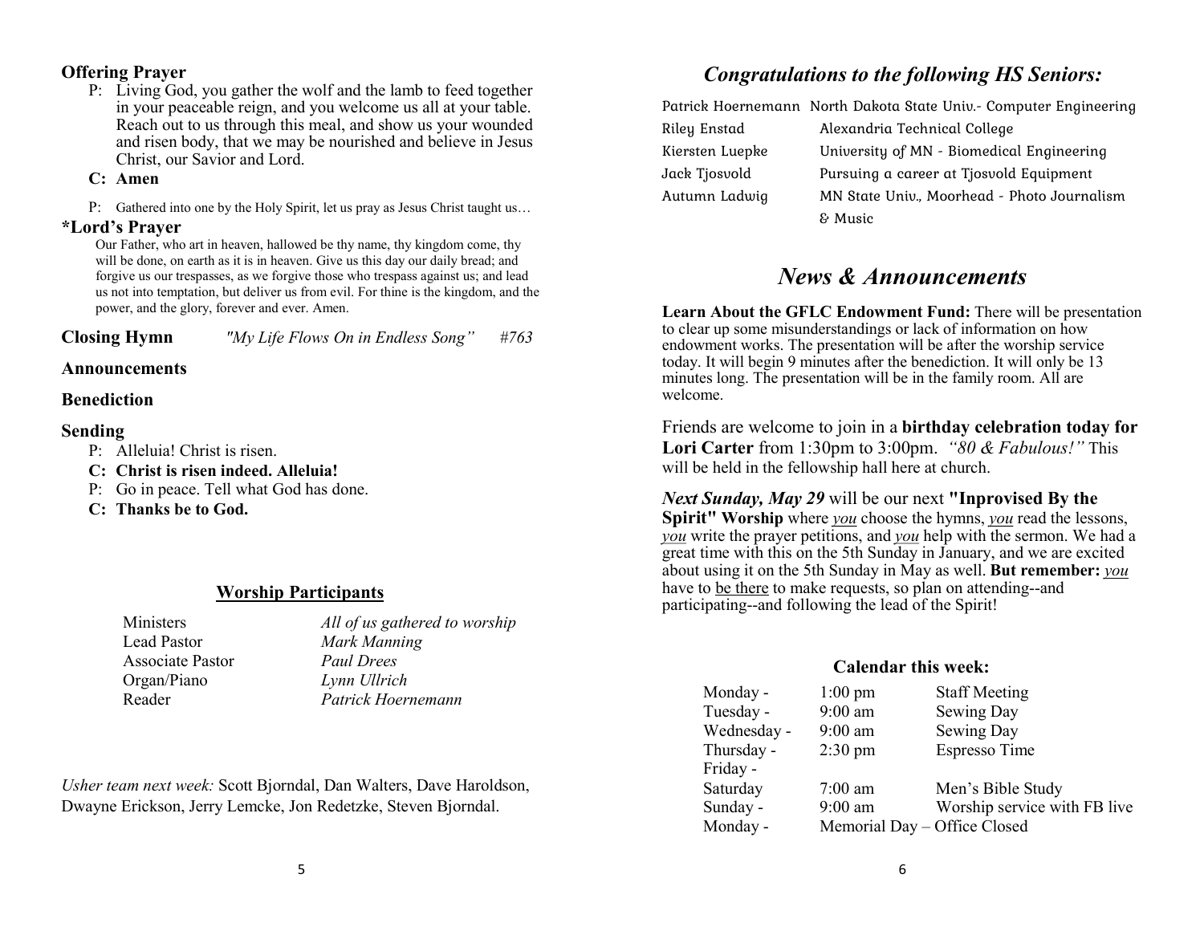### Offering Prayer

P: Living God, you gather the wolf and the lamb to feed together in your peaceable reign, and you welcome us all at your table. Reach out to us through this meal, and show us your wounded and risen body, that we may be nourished and believe in Jesus Christ, our Savior and Lord.

**C: Amen**

P: Gathered into one by the Holy Spirit, let us pray as Jesus Christ taught us…

### *Lord's Prayer

Our Father, who art in heaven, hallowed be thy name, thy kingdom come, thy will be done, on earth as it is in heaven. Give us this day our daily bread; and forgive us our trespasses, as we forgive those who trespass against us; and lead us not into temptation, but deliver us from evil. For thine is the kingdom, and the power, and the glory, forever and ever. Amen.

**Closing Hymn** *"My Life Flows On in Endless Song" #763*

### Announcements

### Benediction

### Sending

P: Alleluia! Christ is risen.

**C: Christ is risen indeed. Alleluia!**

P: Go in peace. Tell what God has done.

**C: Thanks be to God.**

## Worship Participants

| | |
|---|---|
| Ministers | *All of us gathered to worship* |
| Lead Pastor | *Mark Manning* |
| Associate Pastor | *Paul Drees* |
| Organ/Piano | *Lynn Ullrich* |
| Reader | *Patrick Hoernemann* |

*Usher team next week:* Scott Bjorndal, Dan Walters, Dave Haroldson, Dwayne Erickson, Jerry Lemcke, Jon Redetzke, Steven Bjorndal.

## *Congratulations to the following HS Seniors:*

| | |
|---|---|
| Patrick Hoernemann | North Dakota State Univ.- Computer Engineering |
| Riley Enstad | Alexandria Technical College |
| Kiersten Luepke | University of MN - Biomedical Engineering |
| Jack Tjosvold | Pursuing a career at Tjosvold Equipment |
| Autumn Ladwig | MN State Univ., Moorhead - Photo Journalism & Music |

## *News & Announcements*

**Learn About the GFLC Endowment Fund:** There will be presentation to clear up some misunderstandings or lack of information on how endowment works. The presentation will be after the worship service today. It will begin 9 minutes after the benediction. It will only be 13 minutes long. The presentation will be in the family room. All are welcome.

Friends are welcome to join in a **birthday celebration today for Lori Carter** from 1:30pm to 3:00pm. *"80 & Fabulous!"* This will be held in the fellowship hall here at church.

***Next Sunday, May 29*** will be our next **"Inprovised By the Spirit" Worship** where *you* choose the hymns, *you* read the lessons, *you* write the prayer petitions, and *you* help with the sermon. We had a great time with this on the 5th Sunday in January, and we are excited about using it on the 5th Sunday in May as well. **But remember:** *you* have to be there to make requests, so plan on attending--and participating--and following the lead of the Spirit!

### Calendar this week:

| | | |
|---|---|---|
| Monday - | 1:00 pm | Staff Meeting |
| Tuesday - | 9:00 am | Sewing Day |
| Wednesday - | 9:00 am | Sewing Day |
| Thursday - | 2:30 pm | Espresso Time |
| Friday - | | |
| Saturday | 7:00 am | Men's Bible Study |
| Sunday - | 9:00 am | Worship service with FB live |
| Monday - | Memorial Day – Office Closed | |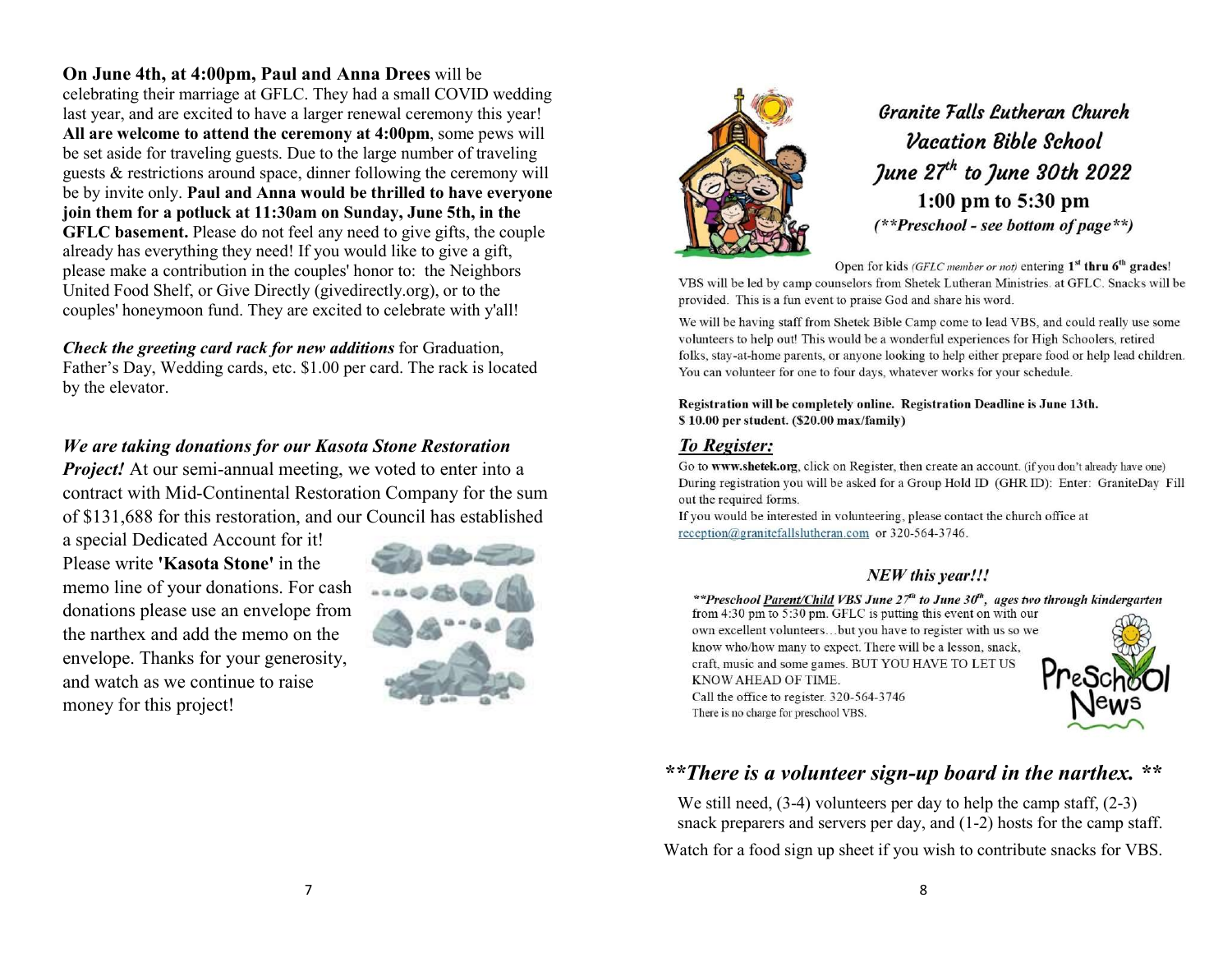**On June 4th, at 4:00pm, Paul and Anna Drees** will be celebrating their marriage at GFLC. They had a small COVID wedding last year, and are excited to have a larger renewal ceremony this year! **All are welcome to attend the ceremony at 4:00pm**, some pews will be set aside for traveling guests. Due to the large number of traveling guests & restrictions around space, dinner following the ceremony will be by invite only. **Paul and Anna would be thrilled to have everyone join them for a potluck at 11:30am on Sunday, June 5th, in the GFLC basement.** Please do not feel any need to give gifts, the couple already has everything they need! If you would like to give a gift, please make a contribution in the couples' honor to: the Neighbors United Food Shelf, or Give Directly (givedirectly.org), or to the couples' honeymoon fund. They are excited to celebrate with y'all!

***Check the greeting card rack for new additions*** for Graduation, Father's Day, Wedding cards, etc. $1.00 per card. The rack is located by the elevator.

***We are taking donations for our Kasota Stone Restoration Project!*** At our semi-annual meeting, we voted to enter into a contract with Mid-Continental Restoration Company for the sum of $131,688 for this restoration, and our Council has established a special Dedicated Account for it! Please write **'Kasota Stone'** in the memo line of your donations. For cash donations please use an envelope from the narthex and add the memo on the envelope. Thanks for your generosity, and watch as we continue to raise money for this project!

## Granite Falls Lutheran Church Vacation Bible School

## June 27th to June 30th 2022

**1:00 pm to 5:30 pm**

***(**Preschool - see bottom of page**)***

Open for kids *(GFLC member or not)* entering **1st thru 6th grades**! VBS will be led by camp counselors from Shetek Lutheran Ministries. at GFLC. Snacks will be provided. This is a fun event to praise God and share his word.

We will be having staff from Shetek Bible Camp come to lead VBS, and could really use some volunteers to help out! This would be a wonderful experiences for High Schoolers, retired folks, stay-at-home parents, or anyone looking to help either prepare food or help lead children. You can volunteer for one to four days, whatever works for your schedule.

**Registration will be completely online. Registration Deadline is June 13th.**
**$ 10.00 per student. ($20.00 max/family)**

***To Register:***

Go to **www.shetek.org**, click on Register, then create an account. (if you don't already have one) During registration you will be asked for a Group Hold ID (GHR ID): Enter: GraniteDay Fill out the required forms.
If you would be interested in volunteering, please contact the church office at reception@granitefallslutheran.com or 320-564-3746.

***NEW this year!!!***

***\*\*Preschool Parent/Child VBS June 27th to June 30th, ages two through kindergarten*** from 4:30 pm to 5:30 pm. GFLC is putting this event on with our own excellent volunteers…but you have to register with us so we know who/how many to expect. There will be a lesson, snack, craft, music and some games. BUT YOU HAVE TO LET US KNOW AHEAD OF TIME.
Call the office to register. 320-564-3746
There is no charge for preschool VBS.

Preschool News

***\*\*There is a volunteer sign-up board in the narthex. \*\****

We still need, (3-4) volunteers per day to help the camp staff, (2-3) snack preparers and servers per day, and (1-2) hosts for the camp staff.

Watch for a food sign up sheet if you wish to contribute snacks for VBS.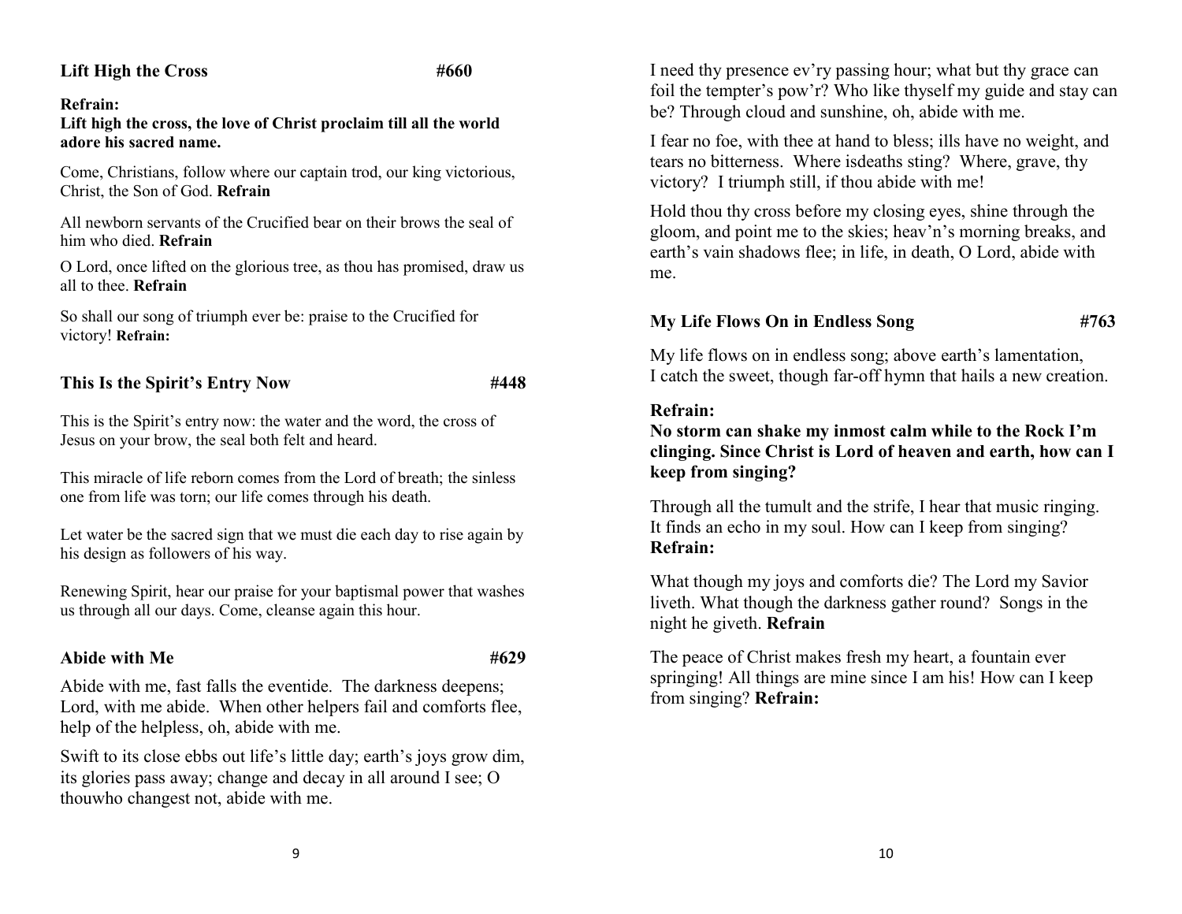**Lift High the Cross** **#660**

**Refrain:**
**Lift high the cross, the love of Christ proclaim till all the world adore his sacred name.**

Come, Christians, follow where our captain trod, our king victorious, Christ, the Son of God. **Refrain**

All newborn servants of the Crucified bear on their brows the seal of him who died. **Refrain**

O Lord, once lifted on the glorious tree, as thou has promised, draw us all to thee. **Refrain**

So shall our song of triumph ever be: praise to the Crucified for victory! **Refrain:**

**This Is the Spirit's Entry Now** **#448**

This is the Spirit's entry now: the water and the word, the cross of Jesus on your brow, the seal both felt and heard.

This miracle of life reborn comes from the Lord of breath; the sinless one from life was torn; our life comes through his death.

Let water be the sacred sign that we must die each day to rise again by his design as followers of his way.

Renewing Spirit, hear our praise for your baptismal power that washes us through all our days. Come, cleanse again this hour.

**Abide with Me** **#629**

Abide with me, fast falls the eventide. The darkness deepens; Lord, with me abide. When other helpers fail and comforts flee, help of the helpless, oh, abide with me.

Swift to its close ebbs out life's little day; earth's joys grow dim, its glories pass away; change and decay in all around I see; O thouwho changest not, abide with me.

I need thy presence ev'ry passing hour; what but thy grace can foil the tempter's pow'r? Who like thyself my guide and stay can be? Through cloud and sunshine, oh, abide with me.

I fear no foe, with thee at hand to bless; ills have no weight, and tears no bitterness. Where isdeaths sting? Where, grave, thy victory? I triumph still, if thou abide with me!

Hold thou thy cross before my closing eyes, shine through the gloom, and point me to the skies; heav'n's morning breaks, and earth's vain shadows flee; in life, in death, O Lord, abide with me.

**My Life Flows On in Endless Song** **#763**

My life flows on in endless song; above earth's lamentation,
I catch the sweet, though far-off hymn that hails a new creation.

**Refrain:**
**No storm can shake my inmost calm while to the Rock I'm clinging. Since Christ is Lord of heaven and earth, how can I keep from singing?**

Through all the tumult and the strife, I hear that music ringing.
It finds an echo in my soul. How can I keep from singing?
**Refrain:**

What though my joys and comforts die? The Lord my Savior liveth. What though the darkness gather round? Songs in the night he giveth. **Refrain**

The peace of Christ makes fresh my heart, a fountain ever springing! All things are mine since I am his! How can I keep from singing? **Refrain:**